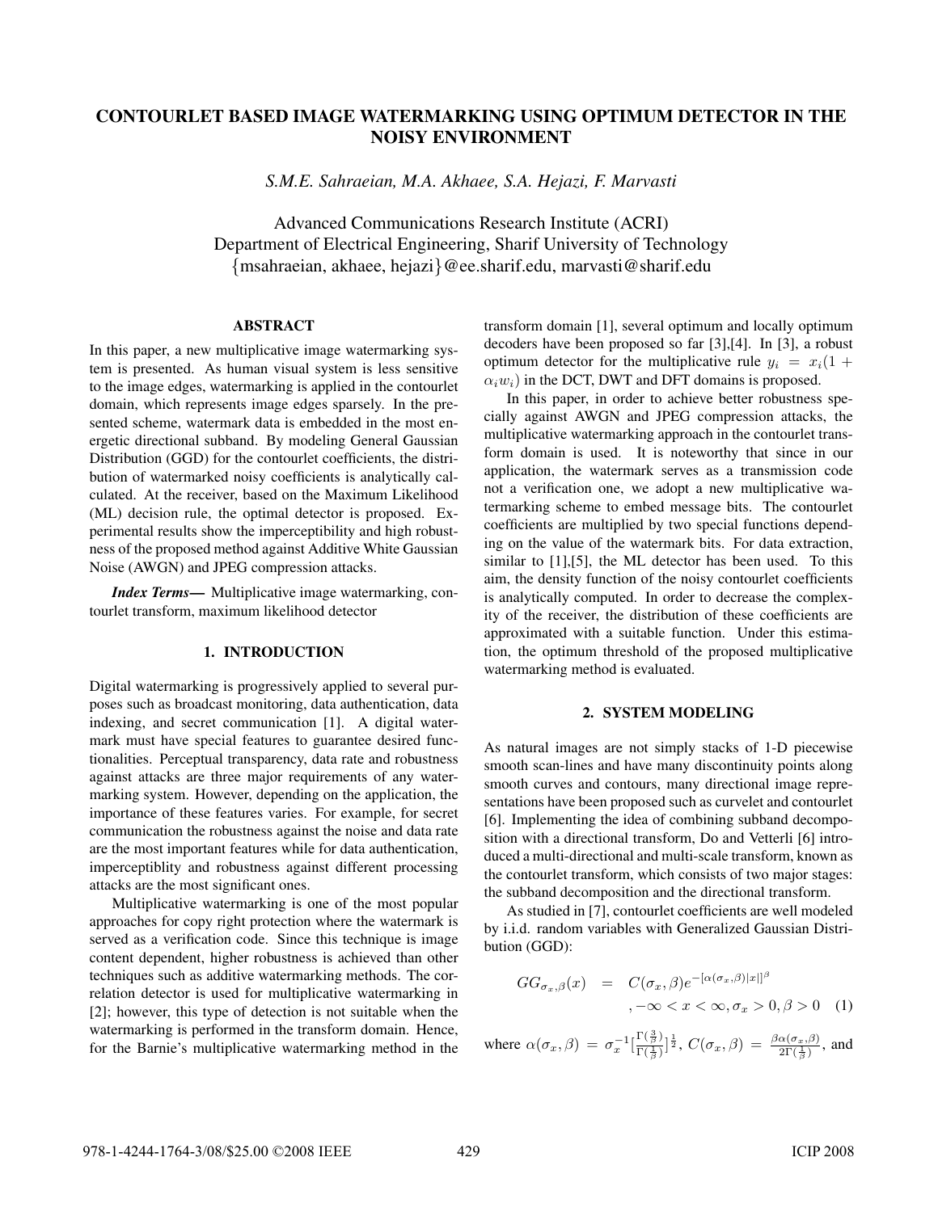# CONTOURLET BASED IMAGE WATERMARKING USING OPTIMUM DETECTOR IN THE NOISY ENVIRONMENT

*S.M.E. Sahraeian, M.A. Akhaee, S.A. Hejazi, F. Marvasti*

Advanced Communications Research Institute (ACRI)
Department of Electrical Engineering, Sharif University of Technology
{msahraeian, akhaee, hejazi}@ee.sharif.edu, marvasti@sharif.edu

## ABSTRACT

In this paper, a new multiplicative image watermarking system is presented. As human visual system is less sensitive to the image edges, watermarking is applied in the contourlet domain, which represents image edges sparsely. In the presented scheme, watermark data is embedded in the most energetic directional subband. By modeling General Gaussian Distribution (GGD) for the contourlet coefficients, the distribution of watermarked noisy coefficients is analytically calculated. At the receiver, based on the Maximum Likelihood (ML) decision rule, the optimal detector is proposed. Experimental results show the imperceptibility and high robustness of the proposed method against Additive White Gaussian Noise (AWGN) and JPEG compression attacks.

***Index Terms*—** Multiplicative image watermarking, contourlet transform, maximum likelihood detector

## 1. INTRODUCTION

Digital watermarking is progressively applied to several purposes such as broadcast monitoring, data authentication, data indexing, and secret communication [1]. A digital watermark must have special features to guarantee desired functionalities. Perceptual transparency, data rate and robustness against attacks are three major requirements of any watermarking system. However, depending on the application, the importance of these features varies. For example, for secret communication the robustness against the noise and data rate are the most important features while for data authentication, imperceptiblity and robustness against different processing attacks are the most significant ones.

Multiplicative watermarking is one of the most popular approaches for copy right protection where the watermark is served as a verification code. Since this technique is image content dependent, higher robustness is achieved than other techniques such as additive watermarking methods. The correlation detector is used for multiplicative watermarking in [2]; however, this type of detection is not suitable when the watermarking is performed in the transform domain. Hence, for the Barnie's multiplicative watermarking method in the transform domain [1], several optimum and locally optimum decoders have been proposed so far [3],[4]. In [3], a robust optimum detector for the multiplicative rule $y_i = x_i(1 + \alpha_i w_i)$ in the DCT, DWT and DFT domains is proposed.

In this paper, in order to achieve better robustness specially against AWGN and JPEG compression attacks, the multiplicative watermarking approach in the contourlet transform domain is used. It is noteworthy that since in our application, the watermark serves as a transmission code not a verification one, we adopt a new multiplicative watermarking scheme to embed message bits. The contourlet coefficients are multiplied by two special functions depending on the value of the watermark bits. For data extraction, similar to [1],[5], the ML detector has been used. To this aim, the density function of the noisy contourlet coefficients is analytically computed. In order to decrease the complexity of the receiver, the distribution of these coefficients are approximated with a suitable function. Under this estimation, the optimum threshold of the proposed multiplicative watermarking method is evaluated.

## 2. SYSTEM MODELING

As natural images are not simply stacks of 1-D piecewise smooth scan-lines and have many discontinuity points along smooth curves and contours, many directional image representations have been proposed such as curvelet and contourlet [6]. Implementing the idea of combining subband decomposition with a directional transform, Do and Vetterli [6] introduced a multi-directional and multi-scale transform, known as the contourlet transform, which consists of two major stages: the subband decomposition and the directional transform.

As studied in [7], contourlet coefficients are well modeled by i.i.d. random variables with Generalized Gaussian Distribution (GGD):

$$GG_{\sigma_x,\beta}(x) = C(\sigma_x,\beta)e^{-[\alpha(\sigma_x,\beta)|x|]^\beta} \quad ,-\infty < x < \infty, \sigma_x > 0, \beta > 0 \quad (1)$$

where $\alpha(\sigma_x,\beta) = \sigma_x^{-1}[\frac{\Gamma(\frac{3}{\beta})}{\Gamma(\frac{1}{\beta})}]^{\frac{1}{2}}$, $C(\sigma_x,\beta) = \frac{\beta\alpha(\sigma_x,\beta)}{2\Gamma(\frac{1}{\beta})}$, and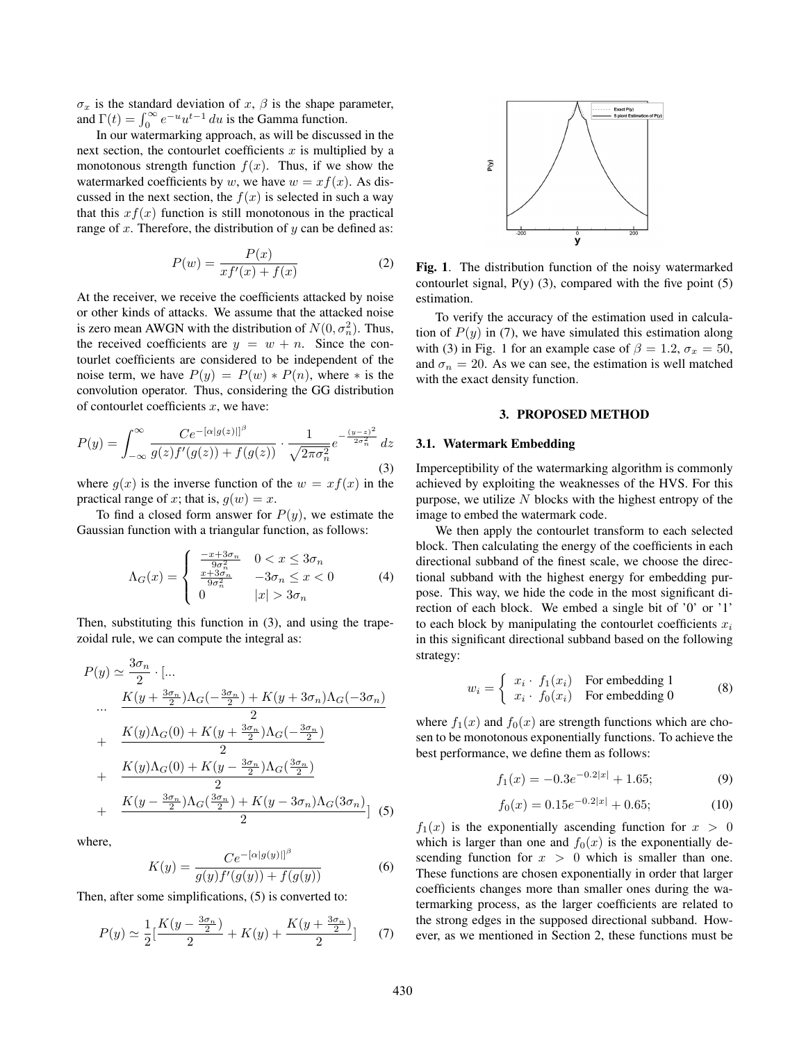$\sigma_x$ is the standard deviation of $x$, $\beta$ is the shape parameter, and $\Gamma(t) = \int_0^\infty e^{-u} u^{t-1}\, du$ is the Gamma function.

In our watermarking approach, as will be discussed in the next section, the contourlet coefficients $x$ is multiplied by a monotonous strength function $f(x)$. Thus, if we show the watermarked coefficients by $w$, we have $w = xf(x)$. As discussed in the next section, the $f(x)$ is selected in such a way that this $xf(x)$ function is still monotonous in the practical range of $x$. Therefore, the distribution of $y$ can be defined as:

$$P(w) = \frac{P(x)}{xf'(x) + f(x)} \tag{2}$$

At the receiver, we receive the coefficients attacked by noise or other kinds of attacks. We assume that the attacked noise is zero mean AWGN with the distribution of $N(0, \sigma_n^2)$. Thus, the received coefficients are $y = w + n$. Since the contourlet coefficients are considered to be independent of the noise term, we have $P(y) = P(w) * P(n)$, where $*$ is the convolution operator. Thus, considering the GG distribution of contourlet coefficients $x$, we have:

$$P(y) = \int_{-\infty}^{\infty} \frac{Ce^{-[\alpha|g(z)|]^\beta}}{g(z)f'(g(z)) + f(g(z))} \cdot \frac{1}{\sqrt{2\pi\sigma_n^2}} e^{-\frac{(y-z)^2}{2\sigma_n^2}}\, dz \tag{3}$$

where $g(x)$ is the inverse function of the $w = xf(x)$ in the practical range of $x$; that is, $g(w) = x$.

To find a closed form answer for $P(y)$, we estimate the Gaussian function with a triangular function, as follows:

$$\Lambda_G(x) = \begin{cases} \frac{-x+3\sigma_n}{9\sigma_n^2} & 0 < x \leq 3\sigma_n \\ \frac{x+3\sigma_n}{9\sigma_n^2} & -3\sigma_n \leq x < 0 \\ 0 & |x| > 3\sigma_n \end{cases} \tag{4}$$

Then, substituting this function in (3), and using the trapezoidal rule, we can compute the integral as:

$$\begin{aligned} P(y) \simeq{}& \frac{3\sigma_n}{2} \cdot [... \\ ...\;& \frac{K(y+\frac{3\sigma_n}{2})\Lambda_G(-\frac{3\sigma_n}{2}) + K(y+3\sigma_n)\Lambda_G(-3\sigma_n)}{2} \\ +\;& \frac{K(y)\Lambda_G(0) + K(y+\frac{3\sigma_n}{2})\Lambda_G(-\frac{3\sigma_n}{2})}{2} \\ +\;& \frac{K(y)\Lambda_G(0) + K(y-\frac{3\sigma_n}{2})\Lambda_G(\frac{3\sigma_n}{2})}{2} \\ +\;& \frac{K(y-\frac{3\sigma_n}{2})\Lambda_G(\frac{3\sigma_n}{2}) + K(y-3\sigma_n)\Lambda_G(3\sigma_n)}{2}] \end{aligned} \tag{5}$$

where,

$$K(y) = \frac{Ce^{-[\alpha|g(y)|]^\beta}}{g(y)f'(g(y)) + f(g(y))} \tag{6}$$

Then, after some simplifications, (5) is converted to:

$$P(y) \simeq \frac{1}{2}\left[\frac{K(y-\frac{3\sigma_n}{2})}{2} + K(y) + \frac{K(y+\frac{3\sigma_n}{2})}{2}\right] \tag{7}$$

**Fig. 1**. The distribution function of the noisy watermarked contourlet signal, P(y) (3), compared with the five point (5) estimation.

To verify the accuracy of the estimation used in calculation of $P(y)$ in (7), we have simulated this estimation along with (3) in Fig. 1 for an example case of $\beta = 1.2$, $\sigma_x = 50$, and $\sigma_n = 20$. As we can see, the estimation is well matched with the exact density function.

## 3. PROPOSED METHOD

### 3.1. Watermark Embedding

Imperceptibility of the watermarking algorithm is commonly achieved by exploiting the weaknesses of the HVS. For this purpose, we utilize $N$ blocks with the highest entropy of the image to embed the watermark code.

We then apply the contourlet transform to each selected block. Then calculating the energy of the coefficients in each directional subband of the finest scale, we choose the directional subband with the highest energy for embedding purpose. This way, we hide the code in the most significant direction of each block. We embed a single bit of '0' or '1' to each block by manipulating the contourlet coefficients $x_i$ in this significant directional subband based on the following strategy:

$$w_i = \begin{cases} x_i \cdot f_1(x_i) & \text{For embedding 1} \\ x_i \cdot f_0(x_i) & \text{For embedding 0} \end{cases} \tag{8}$$

where $f_1(x)$ and $f_0(x)$ are strength functions which are chosen to be monotonous exponentially functions. To achieve the best performance, we define them as follows:

$$f_1(x) = -0.3e^{-0.2|x|} + 1.65; \tag{9}$$

$$f_0(x) = 0.15e^{-0.2|x|} + 0.65; \tag{10}$$

$f_1(x)$ is the exponentially ascending function for $x > 0$ which is larger than one and $f_0(x)$ is the exponentially descending function for $x > 0$ which is smaller than one. These functions are chosen exponentially in order that larger coefficients changes more than smaller ones during the watermarking process, as the larger coefficients are related to the strong edges in the supposed directional subband. However, as we mentioned in Section 2, these functions must be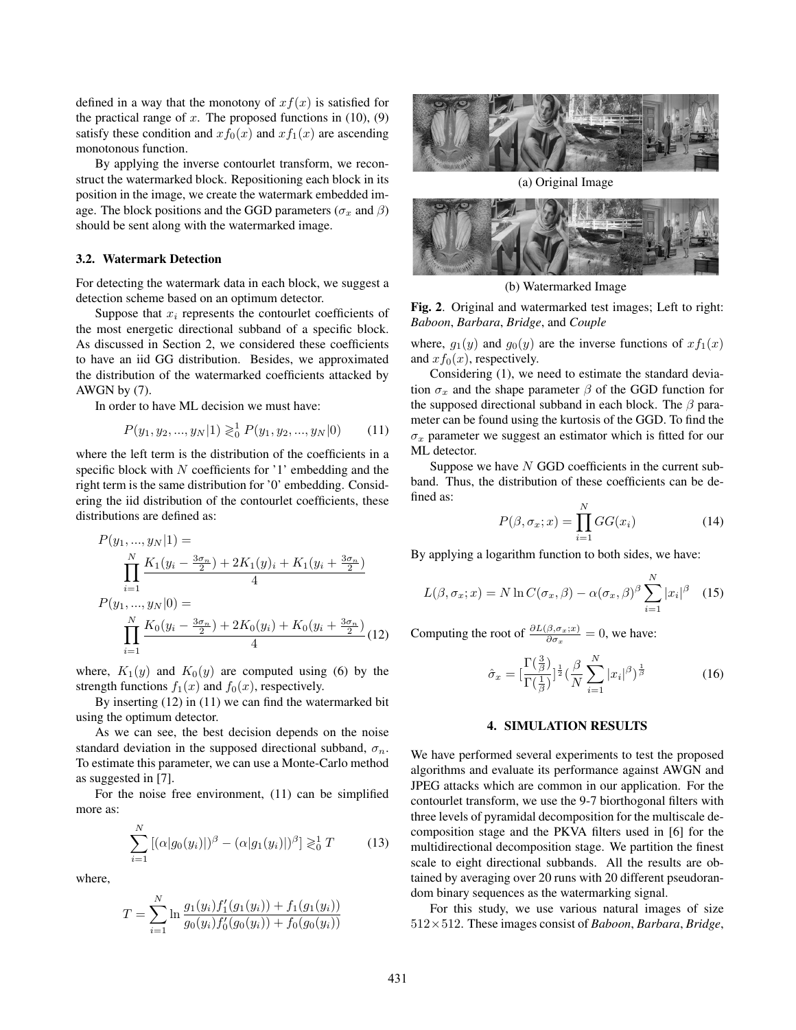defined in a way that the monotony of $xf(x)$ is satisfied for the practical range of $x$. The proposed functions in (10), (9) satisfy these condition and $xf_0(x)$ and $xf_1(x)$ are ascending monotonous function.

By applying the inverse contourlet transform, we reconstruct the watermarked block. Repositioning each block in its position in the image, we create the watermark embedded image. The block positions and the GGD parameters ($\sigma_x$ and $\beta$) should be sent along with the watermarked image.

### 3.2. Watermark Detection

For detecting the watermark data in each block, we suggest a detection scheme based on an optimum detector.

Suppose that $x_i$ represents the contourlet coefficients of the most energetic directional subband of a specific block. As discussed in Section 2, we considered these coefficients to have an iid GG distribution. Besides, we approximated the distribution of the watermarked coefficients attacked by AWGN by (7).

In order to have ML decision we must have:

$$P(y_1, y_2, ..., y_N|1) \gtrless_0^1 P(y_1, y_2, ..., y_N|0) \tag{11}$$

where the left term is the distribution of the coefficients in a specific block with $N$ coefficients for '1' embedding and the right term is the same distribution for '0' embedding. Considering the iid distribution of the contourlet coefficients, these distributions are defined as:

$$\begin{aligned} P(y_1, ..., y_N|1) &= \\ &\prod_{i=1}^{N} \frac{K_1(y_i - \frac{3\sigma_n}{2}) + 2K_1(y)_i + K_1(y_i + \frac{3\sigma_n}{2})}{4} \\ P(y_1, ..., y_N|0) &= \\ &\prod_{i=1}^{N} \frac{K_0(y_i - \frac{3\sigma_n}{2}) + 2K_0(y_i) + K_0(y_i + \frac{3\sigma_n}{2})}{4} \end{aligned} \tag{12}$$

where, $K_1(y)$ and $K_0(y)$ are computed using (6) by the strength functions $f_1(x)$ and $f_0(x)$, respectively.

By inserting (12) in (11) we can find the watermarked bit using the optimum detector.

As we can see, the best decision depends on the noise standard deviation in the supposed directional subband, $\sigma_n$. To estimate this parameter, we can use a Monte-Carlo method as suggested in [7].

For the noise free environment, (11) can be simplified more as:

$$\sum_{i=1}^{N} [(\alpha|g_0(y_i)|)^{\beta} - (\alpha|g_1(y_i)|)^{\beta}] \gtrless_0^1 T \tag{13}$$

where,

$$T = \sum_{i=1}^{N} \ln \frac{g_1(y_i)f_1'(g_1(y_i)) + f_1(g_1(y_i))}{g_0(y_i)f_0'(g_0(y_i)) + f_0(g_0(y_i))}$$

(a) Original Image

(b) Watermarked Image

**Fig. 2**. Original and watermarked test images; Left to right: *Baboon*, *Barbara*, *Bridge*, and *Couple*

where, $g_1(y)$ and $g_0(y)$ are the inverse functions of $xf_1(x)$ and $xf_0(x)$, respectively.

Considering (1), we need to estimate the standard deviation $\sigma_x$ and the shape parameter $\beta$ of the GGD function for the supposed directional subband in each block. The $\beta$ parameter can be found using the kurtosis of the GGD. To find the $\sigma_x$ parameter we suggest an estimator which is fitted for our ML detector.

Suppose we have $N$ GGD coefficients in the current subband. Thus, the distribution of these coefficients can be defined as:

$$P(\beta, \sigma_x; x) = \prod_{i=1}^{N} GG(x_i) \tag{14}$$

By applying a logarithm function to both sides, we have:

$$L(\beta, \sigma_x; x) = N \ln C(\sigma_x, \beta) - \alpha(\sigma_x, \beta)^{\beta} \sum_{i=1}^{N} |x_i|^{\beta} \tag{15}$$

Computing the root of $\frac{\partial L(\beta, \sigma_x; x)}{\partial \sigma_x} = 0$, we have:

$$\hat{\sigma}_x = [\frac{\Gamma(\frac{3}{\beta})}{\Gamma(\frac{1}{\beta})}]^{\frac{1}{2}} (\frac{\beta}{N} \sum_{i=1}^{N} |x_i|^{\beta})^{\frac{1}{\beta}} \tag{16}$$

## 4. SIMULATION RESULTS

We have performed several experiments to test the proposed algorithms and evaluate its performance against AWGN and JPEG attacks which are common in our application. For the contourlet transform, we use the 9-7 biorthogonal filters with three levels of pyramidal decomposition for the multiscale decomposition stage and the PKVA filters used in [6] for the multidirectional decomposition stage. We partition the finest scale to eight directional subbands. All the results are obtained by averaging over 20 runs with 20 different pseudorandom binary sequences as the watermarking signal.

For this study, we use various natural images of size $512 \times 512$. These images consist of *Baboon*, *Barbara*, *Bridge*,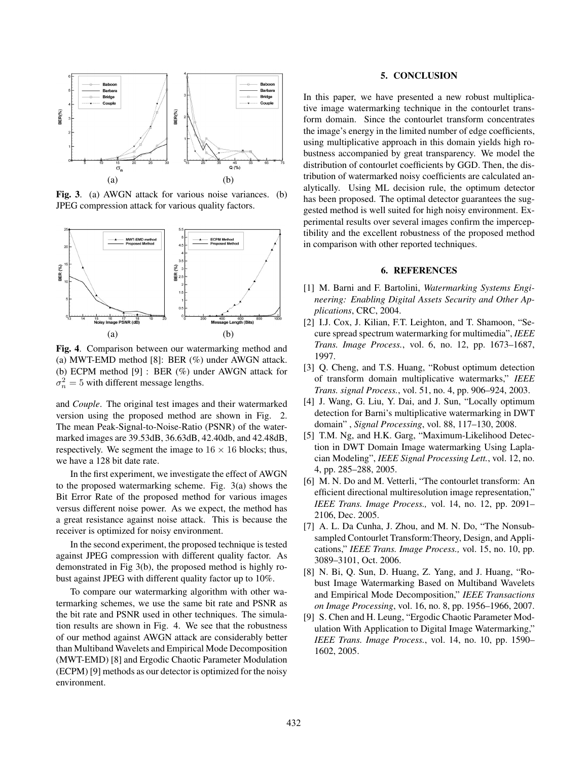Baboon
Barbara
Bridge
Couple

BER(%)

$\sigma_n$

(a)

Baboon
Barbara
Bridge
Couple

BER(%)

Q (%)

(b)

**Fig. 3**. (a) AWGN attack for various noise variances. (b) JPEG compression attack for various quality factors.

MWT-EMD method
Proposed Method

BER (%)

Noisy Image PSNR (dB)

(a)

ECPM Method
Proposed Method

BER (%)

Message Length (Bits)

(b)

**Fig. 4**. Comparison between our watermarking method and (a) MWT-EMD method [8]: BER (%) under AWGN attack. (b) ECPM method [9] : BER (%) under AWGN attack for $\sigma_n^2 = 5$ with different message lengths.

and *Couple*. The original test images and their watermarked version using the proposed method are shown in Fig. 2. The mean Peak-Signal-to-Noise-Ratio (PSNR) of the watermarked images are 39.53dB, 36.63dB, 42.40db, and 42.48dB, respectively. We segment the image to $16 \times 16$ blocks; thus, we have a 128 bit date rate.

In the first experiment, we investigate the effect of AWGN to the proposed watermarking scheme. Fig. 3(a) shows the Bit Error Rate of the proposed method for various images versus different noise power. As we expect, the method has a great resistance against noise attack. This is because the receiver is optimized for noisy environment.

In the second experiment, the proposed technique is tested against JPEG compression with different quality factor. As demonstrated in Fig 3(b), the proposed method is highly robust against JPEG with different quality factor up to 10%.

To compare our watermarking algorithm with other watermarking schemes, we use the same bit rate and PSNR as the bit rate and PSNR used in other techniques. The simulation results are shown in Fig. 4. We see that the robustness of our method against AWGN attack are considerably better than Multiband Wavelets and Empirical Mode Decomposition (MWT-EMD) [8] and Ergodic Chaotic Parameter Modulation (ECPM) [9] methods as our detector is optimized for the noisy environment.

## 5. CONCLUSION

In this paper, we have presented a new robust multiplicative image watermarking technique in the contourlet transform domain. Since the contourlet transform concentrates the image's energy in the limited number of edge coefficients, using multiplicative approach in this domain yields high robustness accompanied by great transparency. We model the distribution of contourlet coefficients by GGD. Then, the distribution of watermarked noisy coefficients are calculated analytically. Using ML decision rule, the optimum detector has been proposed. The optimal detector guarantees the suggested method is well suited for high noisy environment. Experimental results over several images confirm the imperceptibility and the excellent robustness of the proposed method in comparison with other reported techniques.

## 6. REFERENCES

[1] M. Barni and F. Bartolini, *Watermarking Systems Engineering: Enabling Digital Assets Security and Other Applications*, CRC, 2004.

[2] I.J. Cox, J. Kilian, F.T. Leighton, and T. Shamoon, "Secure spread spectrum watermarking for multimedia", *IEEE Trans. Image Process.*, vol. 6, no. 12, pp. 1673–1687, 1997.

[3] Q. Cheng, and T.S. Huang, "Robust optimum detection of transform domain multiplicative watermarks," *IEEE Trans. signal Process.*, vol. 51, no. 4, pp. 906–924, 2003.

[4] J. Wang, G. Liu, Y. Dai, and J. Sun, "Locally optimum detection for Barni's multiplicative watermarking in DWT domain" , *Signal Processing*, vol. 88, 117–130, 2008.

[5] T.M. Ng, and H.K. Garg, "Maximum-Likelihood Detection in DWT Domain Image watermarking Using Laplacian Modeling", *IEEE Signal Processing Lett.*, vol. 12, no. 4, pp. 285–288, 2005.

[6] M. N. Do and M. Vetterli, "The contourlet transform: An efficient directional multiresolution image representation," *IEEE Trans. Image Process.,* vol. 14, no. 12, pp. 2091–2106, Dec. 2005.

[7] A. L. Da Cunha, J. Zhou, and M. N. Do, "The Nonsubsampled Contourlet Transform:Theory, Design, and Applications," *IEEE Trans. Image Process.,* vol. 15, no. 10, pp. 3089–3101, Oct. 2006.

[8] N. Bi, Q. Sun, D. Huang, Z. Yang, and J. Huang, "Robust Image Watermarking Based on Multiband Wavelets and Empirical Mode Decomposition," *IEEE Transactions on Image Processing*, vol. 16, no. 8, pp. 1956–1966, 2007.

[9] S. Chen and H. Leung, "Ergodic Chaotic Parameter Modulation With Application to Digital Image Watermarking," *IEEE Trans. Image Process.*, vol. 14, no. 10, pp. 1590–1602, 2005.